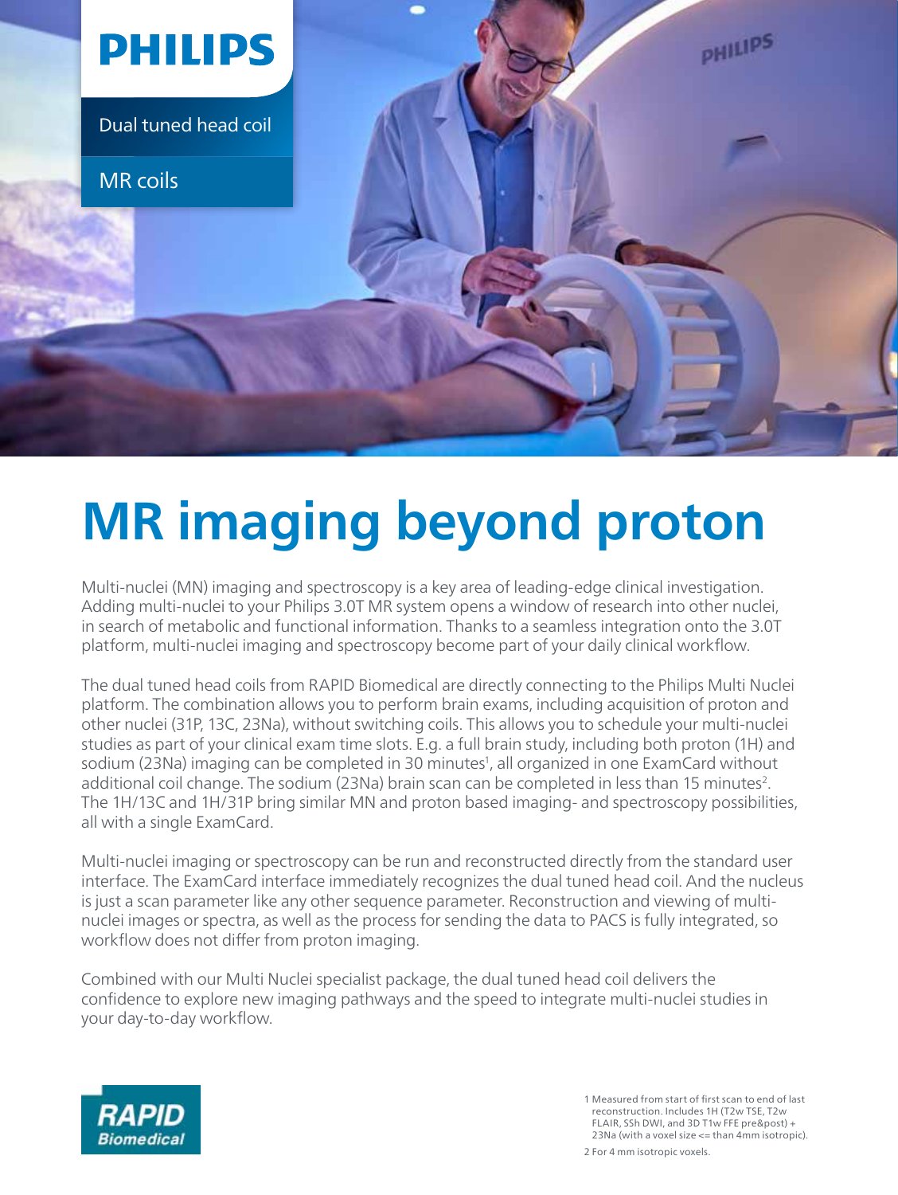PHILIPS

Dual tuned head coil

MR coils

# MR imaging beyond proton

Multi-nuclei (MN) imaging and spectroscopy is a key area of leading-edge clinical investigation. Adding multi-nuclei to your Philips 3.0T MR system opens a window of research into other nuclei, in search of metabolic and functional information. Thanks to a seamless integration onto the 3.0T platform, multi-nuclei imaging and spectroscopy become part of your daily clinical workflow.

The dual tuned head coils from RAPID Biomedical are directly connecting to the Philips Multi Nuclei platform. The combination allows you to perform brain exams, including acquisition of proton and other nuclei (31P, 13C, 23Na), without switching coils. This allows you to schedule your multi-nuclei studies as part of your clinical exam time slots. E.g. a full brain study, including both proton (1H) and sodium (23Na) imaging can be completed in 30 minutes[1], all organized in one ExamCard without additional coil change. The sodium (23Na) brain scan can be completed in less than 15 minutes[2]. The 1H/13C and 1H/31P bring similar MN and proton based imaging- and spectroscopy possibilities, all with a single ExamCard.

Multi-nuclei imaging or spectroscopy can be run and reconstructed directly from the standard user interface. The ExamCard interface immediately recognizes the dual tuned head coil. And the nucleus is just a scan parameter like any other sequence parameter. Reconstruction and viewing of multi-nuclei images or spectra, as well as the process for sending the data to PACS is fully integrated, so workflow does not differ from proton imaging.

Combined with our Multi Nuclei specialist package, the dual tuned head coil delivers the confidence to explore new imaging pathways and the speed to integrate multi-nuclei studies in your day-to-day workflow.

RAPID Biomedical

1 Measured from start of first scan to end of last reconstruction. Includes 1H (T2w TSE, T2w FLAIR, SSh DWI, and 3D T1w FFE pre&post) + 23Na (with a voxel size <= than 4mm isotropic).

2 For 4 mm isotropic voxels.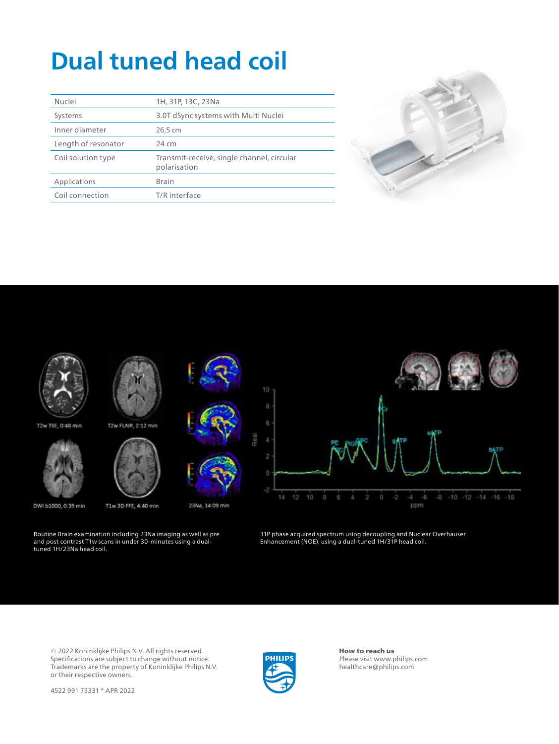# Dual tuned head coil

| | |
|---|---|
| Nuclei | 1H, 31P, 13C, 23Na |
| Systems | 3.0T dSync systems with Multi Nuclei |
| Inner diameter | 26,5 cm |
| Length of resonator | 24 cm |
| Coil solution type | Transmit-receive, single channel, circular polarisation |
| Applications | Brain |
| Coil connection | T/R interface |

T2w TSE, 0:48 min

T2w FLAIR, 2:12 min

DWI b1000, 0:39 min

T1w 3D FFE, 4:40 min

23Na, 14:09 min

Routine Brain examination including 23Na imaging as well as pre and post contrast T1w scans in under 30-minutes using a dual-tuned 1H/23Na head coil.

31P phase acquired spectrum using decoupling and Nuclear Overhauser Enhancement (NOE), using a dual-tuned 1H/31P head coil.

© 2022 Koninklijke Philips N.V. All rights reserved.
Specifications are subject to change without notice.
Trademarks are the property of Koninklijke Philips N.V. or their respective owners.

4522 991 73331 * APR 2022

**How to reach us**
Please visit www.philips.com
healthcare@philips.com